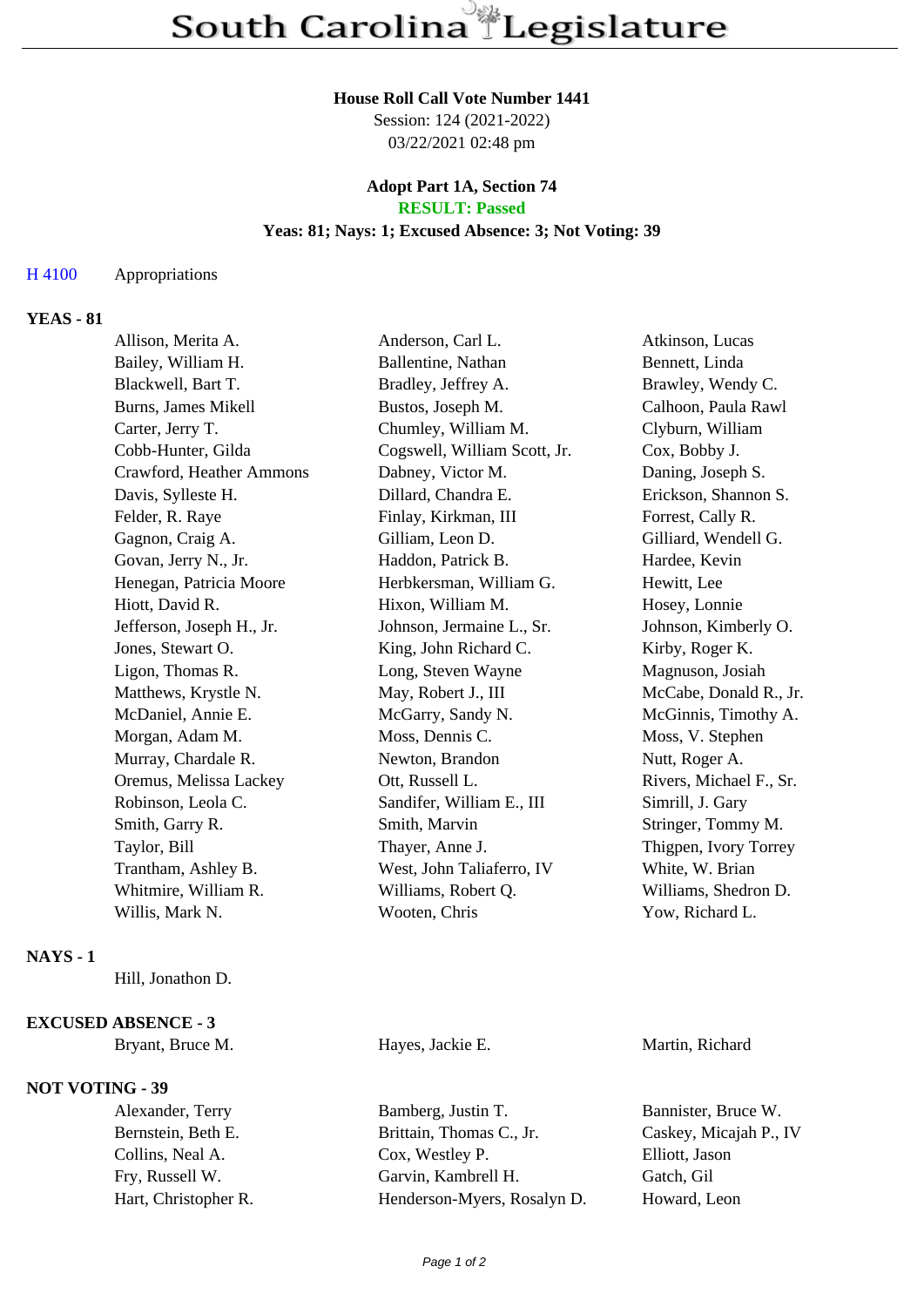# South Carolina Legislature

**House Roll Call Vote Number 1441**
Session: 124 (2021-2022)
03/22/2021 02:48 pm

**Adopt Part 1A, Section 74**
**RESULT: Passed**
**Yeas: 81; Nays: 1; Excused Absence: 3; Not Voting: 39**

H 4100 Appropriations

**YEAS - 81**

| | | |
|---|---|---|
| Allison, Merita A. | Anderson, Carl L. | Atkinson, Lucas |
| Bailey, William H. | Ballentine, Nathan | Bennett, Linda |
| Blackwell, Bart T. | Bradley, Jeffrey A. | Brawley, Wendy C. |
| Burns, James Mikell | Bustos, Joseph M. | Calhoon, Paula Rawl |
| Carter, Jerry T. | Chumley, William M. | Clyburn, William |
| Cobb-Hunter, Gilda | Cogswell, William Scott, Jr. | Cox, Bobby J. |
| Crawford, Heather Ammons | Dabney, Victor M. | Daning, Joseph S. |
| Davis, Sylleste H. | Dillard, Chandra E. | Erickson, Shannon S. |
| Felder, R. Raye | Finlay, Kirkman, III | Forrest, Cally R. |
| Gagnon, Craig A. | Gilliam, Leon D. | Gilliard, Wendell G. |
| Govan, Jerry N., Jr. | Haddon, Patrick B. | Hardee, Kevin |
| Henegan, Patricia Moore | Herbkersman, William G. | Hewitt, Lee |
| Hiott, David R. | Hixon, William M. | Hosey, Lonnie |
| Jefferson, Joseph H., Jr. | Johnson, Jermaine L., Sr. | Johnson, Kimberly O. |
| Jones, Stewart O. | King, John Richard C. | Kirby, Roger K. |
| Ligon, Thomas R. | Long, Steven Wayne | Magnuson, Josiah |
| Matthews, Krystle N. | May, Robert J., III | McCabe, Donald R., Jr. |
| McDaniel, Annie E. | McGarry, Sandy N. | McGinnis, Timothy A. |
| Morgan, Adam M. | Moss, Dennis C. | Moss, V. Stephen |
| Murray, Chardale R. | Newton, Brandon | Nutt, Roger A. |
| Oremus, Melissa Lackey | Ott, Russell L. | Rivers, Michael F., Sr. |
| Robinson, Leola C. | Sandifer, William E., III | Simrill, J. Gary |
| Smith, Garry R. | Smith, Marvin | Stringer, Tommy M. |
| Taylor, Bill | Thayer, Anne J. | Thigpen, Ivory Torrey |
| Trantham, Ashley B. | West, John Taliaferro, IV | White, W. Brian |
| Whitmire, William R. | Williams, Robert Q. | Williams, Shedron D. |
| Willis, Mark N. | Wooten, Chris | Yow, Richard L. |

**NAYS - 1**

Hill, Jonathon D.

**EXCUSED ABSENCE - 3**

| | | |
|---|---|---|
| Bryant, Bruce M. | Hayes, Jackie E. | Martin, Richard |

**NOT VOTING - 39**

| | | |
|---|---|---|
| Alexander, Terry | Bamberg, Justin T. | Bannister, Bruce W. |
| Bernstein, Beth E. | Brittain, Thomas C., Jr. | Caskey, Micajah P., IV |
| Collins, Neal A. | Cox, Westley P. | Elliott, Jason |
| Fry, Russell W. | Garvin, Kambrell H. | Gatch, Gil |
| Hart, Christopher R. | Henderson-Myers, Rosalyn D. | Howard, Leon |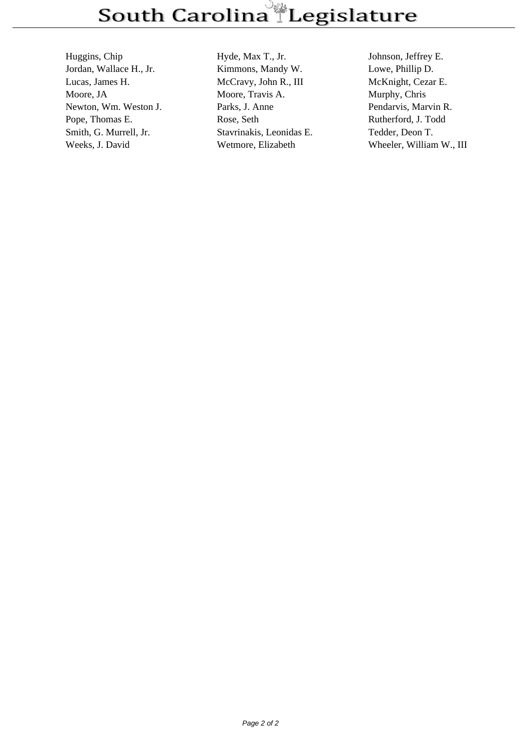| | | |
|---|---|---|
| Huggins, Chip | Hyde, Max T., Jr. | Johnson, Jeffrey E. |
| Jordan, Wallace H., Jr. | Kimmons, Mandy W. | Lowe, Phillip D. |
| Lucas, James H. | McCravy, John R., III | McKnight, Cezar E. |
| Moore, JA | Moore, Travis A. | Murphy, Chris |
| Newton, Wm. Weston J. | Parks, J. Anne | Pendarvis, Marvin R. |
| Pope, Thomas E. | Rose, Seth | Rutherford, J. Todd |
| Smith, G. Murrell, Jr. | Stavrinakis, Leonidas E. | Tedder, Deon T. |
| Weeks, J. David | Wetmore, Elizabeth | Wheeler, William W., III |